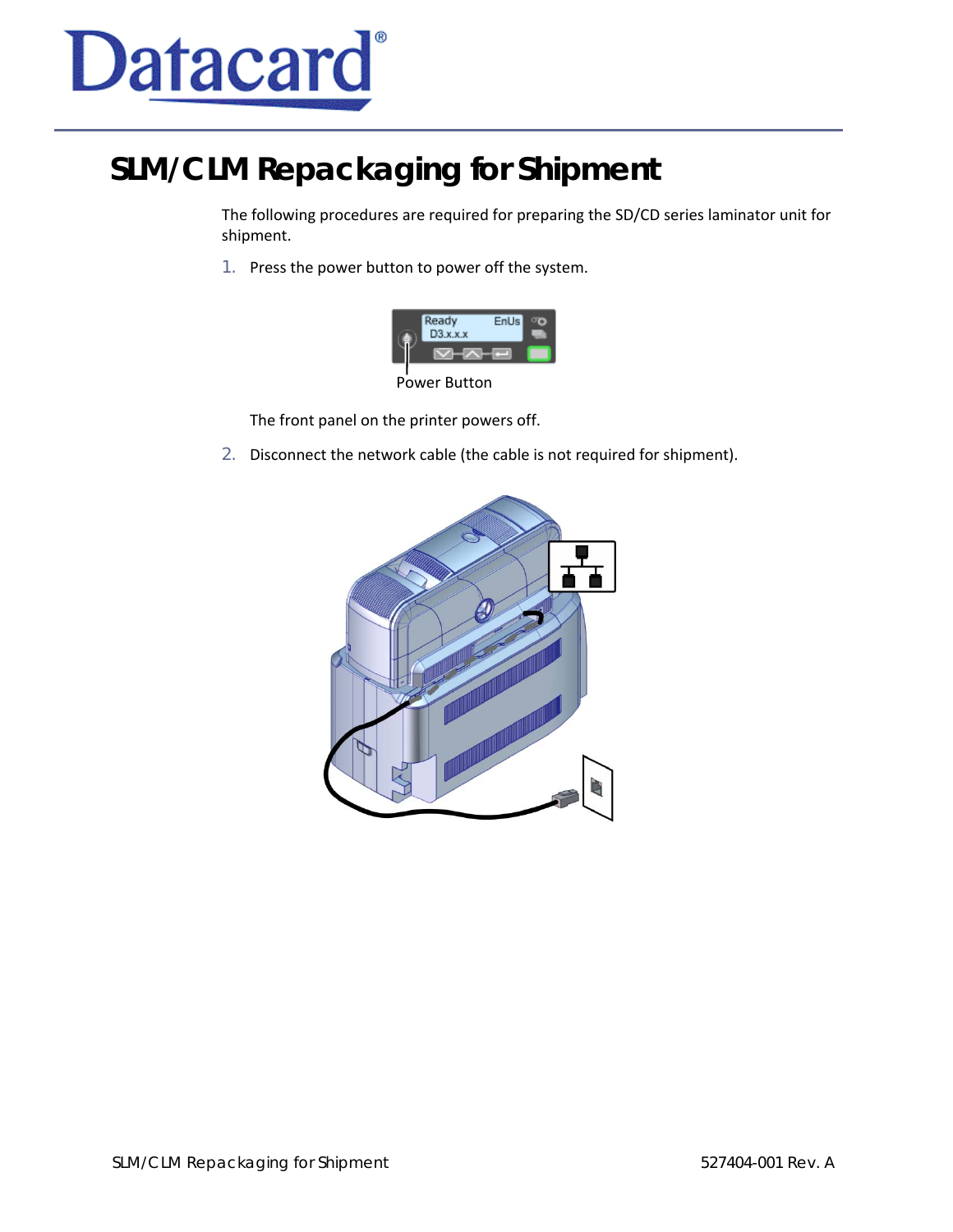Datacard®

# SLM/CLM Repackaging for Shipment

The following procedures are required for preparing the SD/CD series laminator unit for shipment.

1. Press the power button to power off the system.

   Power Button

   The front panel on the printer powers off.

2. Disconnect the network cable (the cable is not required for shipment).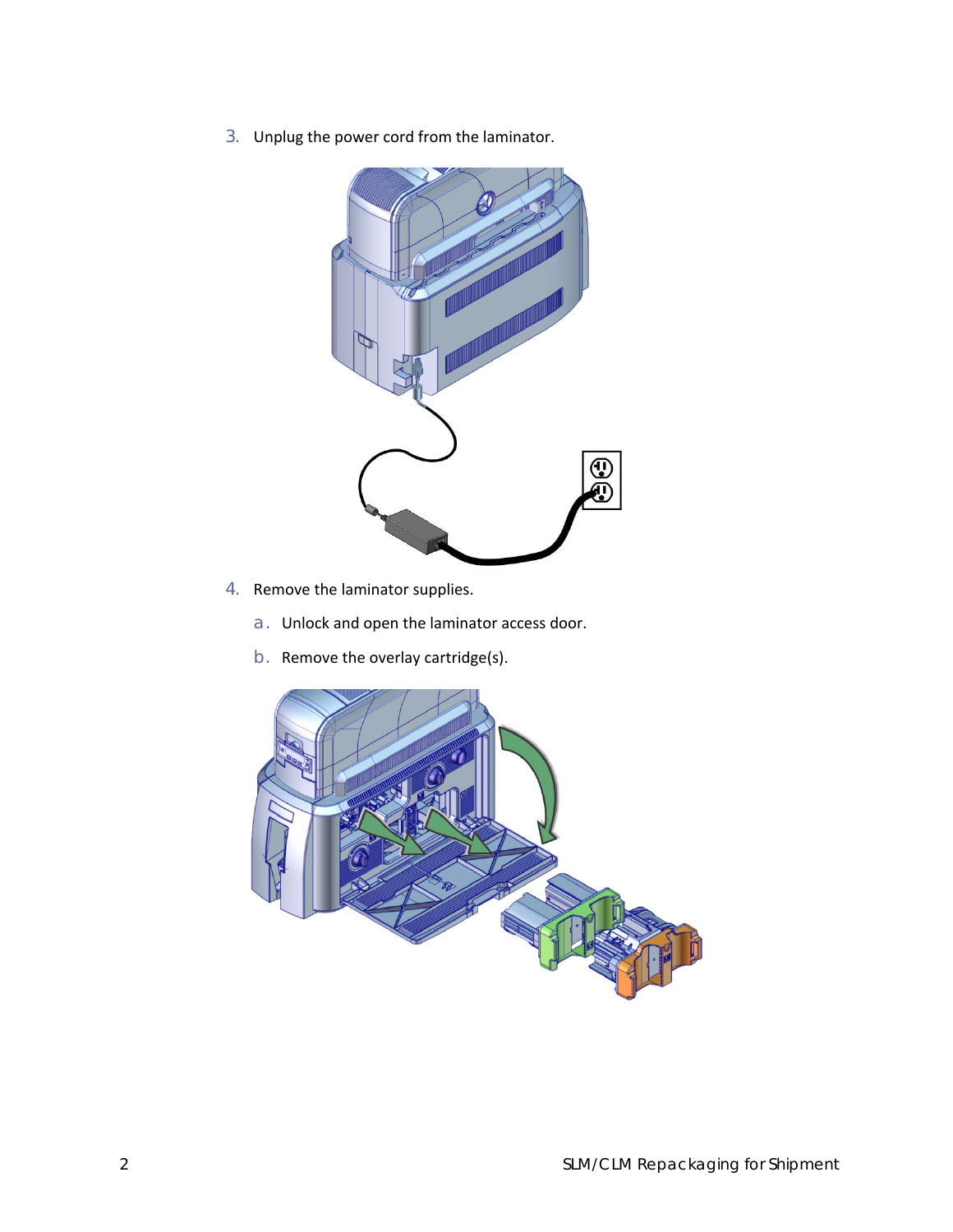3. Unplug the power cord from the laminator.

4. Remove the laminator supplies.

   a. Unlock and open the laminator access door.

   b. Remove the overlay cartridge(s).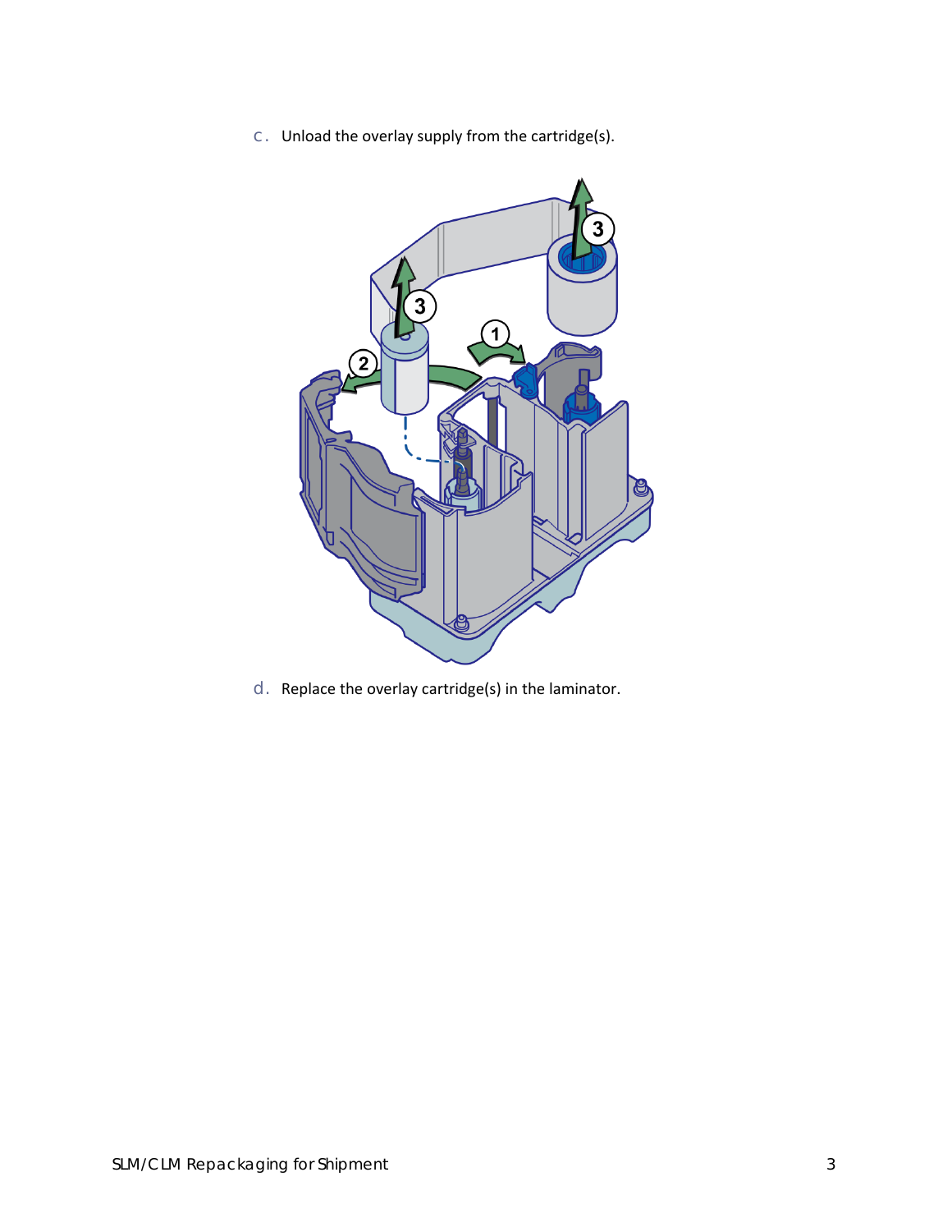c. Unload the overlay supply from the cartridge(s).

d. Replace the overlay cartridge(s) in the laminator.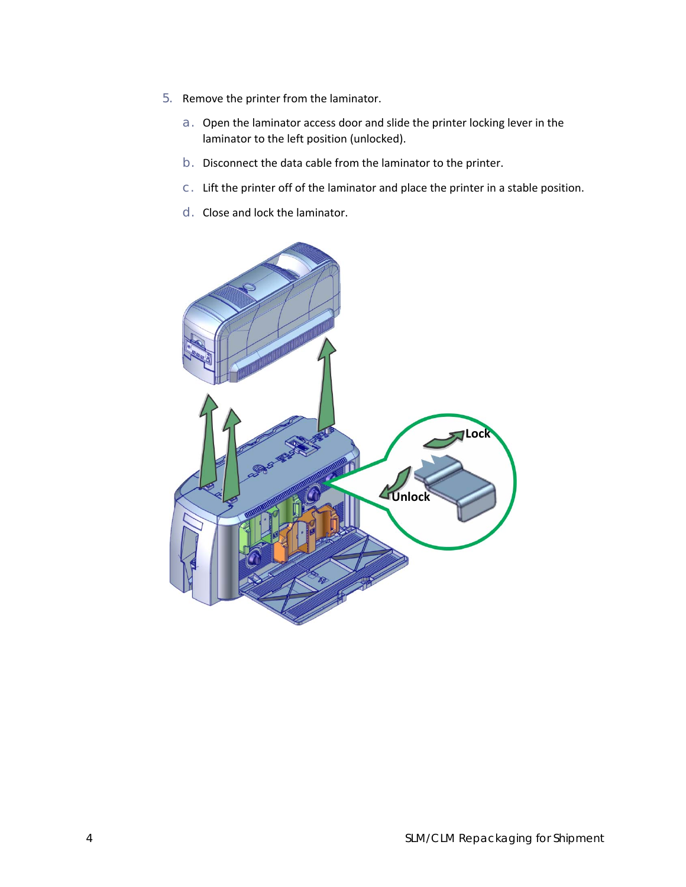5. Remove the printer from the laminator.

    a. Open the laminator access door and slide the printer locking lever in the laminator to the left position (unlocked).

    b. Disconnect the data cable from the laminator to the printer.

    c. Lift the printer off of the laminator and place the printer in a stable position.

    d. Close and lock the laminator.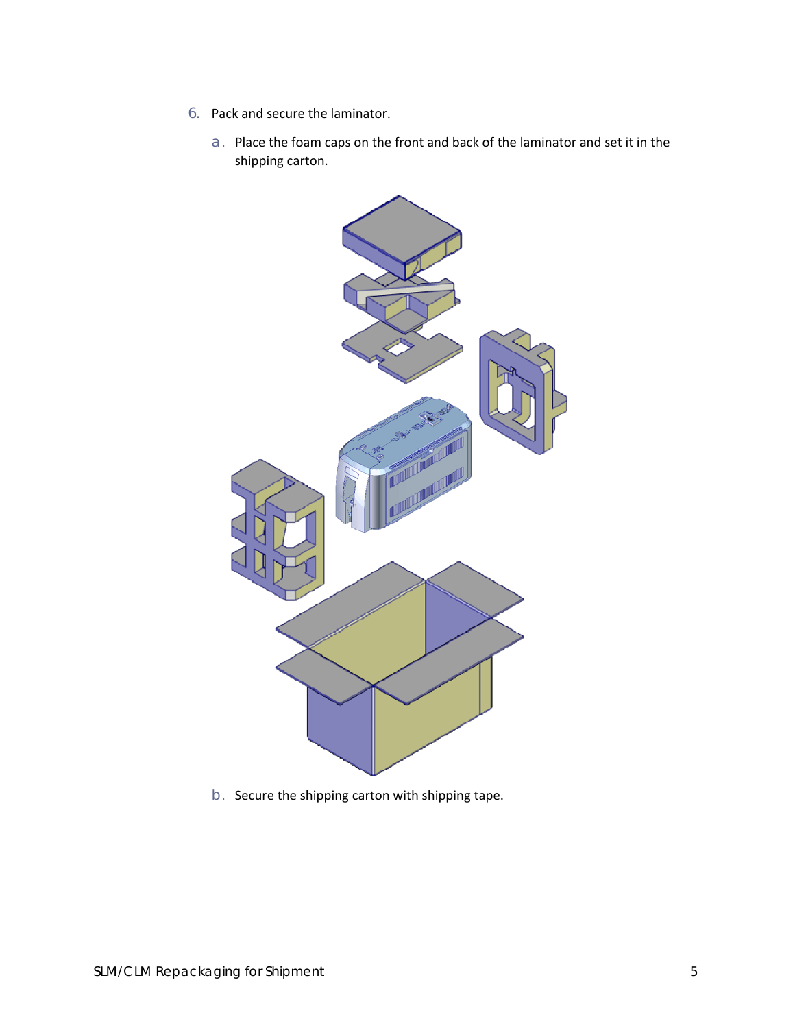6. Pack and secure the laminator.

    a. Place the foam caps on the front and back of the laminator and set it in the shipping carton.

    b. Secure the shipping carton with shipping tape.